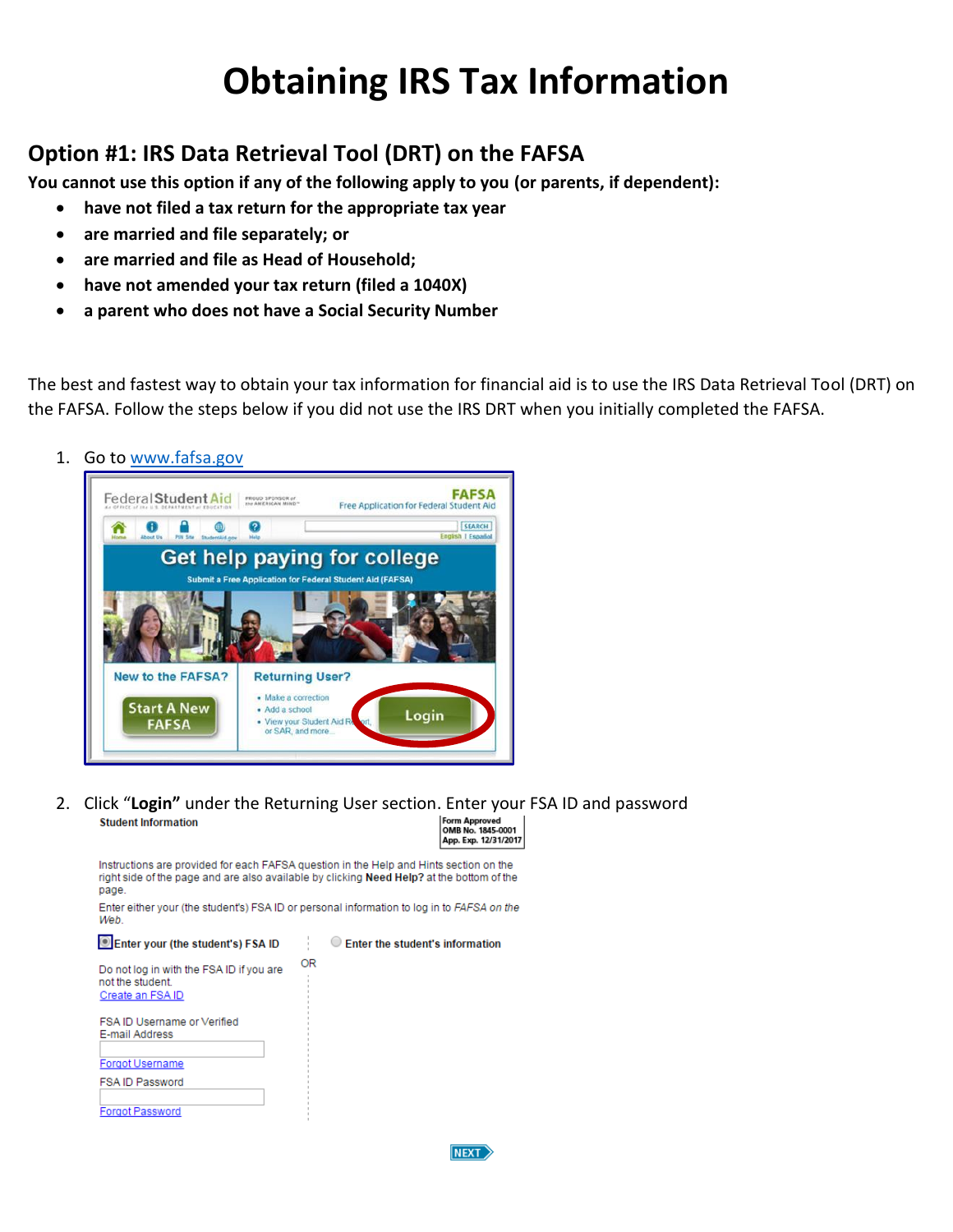# Obtaining IRS Tax Information

## Option #1: IRS Data Retrieval Tool (DRT) on the FAFSA

**You cannot use this option if any of the following apply to you (or parents, if dependent):**

- **have not filed a tax return for the appropriate tax year**
- **are married and file separately; or**
- **are married and file as Head of Household;**
- **have not amended your tax return (filed a 1040X)**
- **a parent who does not have a Social Security Number**

The best and fastest way to obtain your tax information for financial aid is to use the IRS Data Retrieval Tool (DRT) on the FAFSA. Follow the steps below if you did not use the IRS DRT when you initially completed the FAFSA.

1. Go to www.fafsa.gov

2. Click "**Login**" under the Returning User section. Enter your FSA ID and password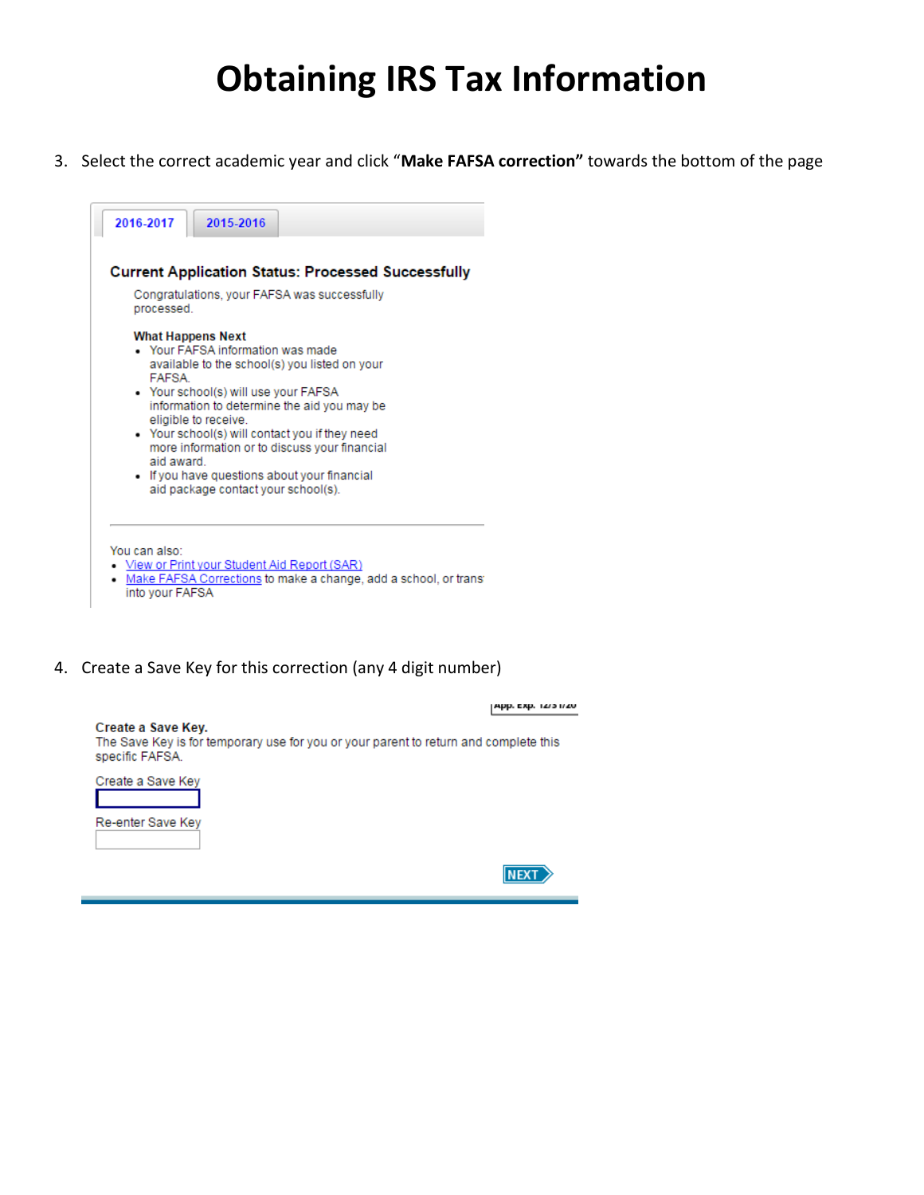# Obtaining IRS Tax Information

3. Select the correct academic year and click "**Make FAFSA correction"** towards the bottom of the page

2016-2017 | 2015-2016

**Current Application Status: Processed Successfully**

Congratulations, your FAFSA was successfully processed.

**What Happens Next**

- Your FAFSA information was made available to the school(s) you listed on your FAFSA.
- Your school(s) will use your FAFSA information to determine the aid you may be eligible to receive.
- Your school(s) will contact you if they need more information or to discuss your financial aid award.
- If you have questions about your financial aid package contact your school(s).

You can also:

- View or Print your Student Aid Report (SAR)
- Make FAFSA Corrections to make a change, add a school, or trans into your FAFSA

4. Create a Save Key for this correction (any 4 digit number)

App. Exp. 12/31/20

**Create a Save Key.**
The Save Key is for temporary use for you or your parent to return and complete this specific FAFSA.

Create a Save Key

Re-enter Save Key

NEXT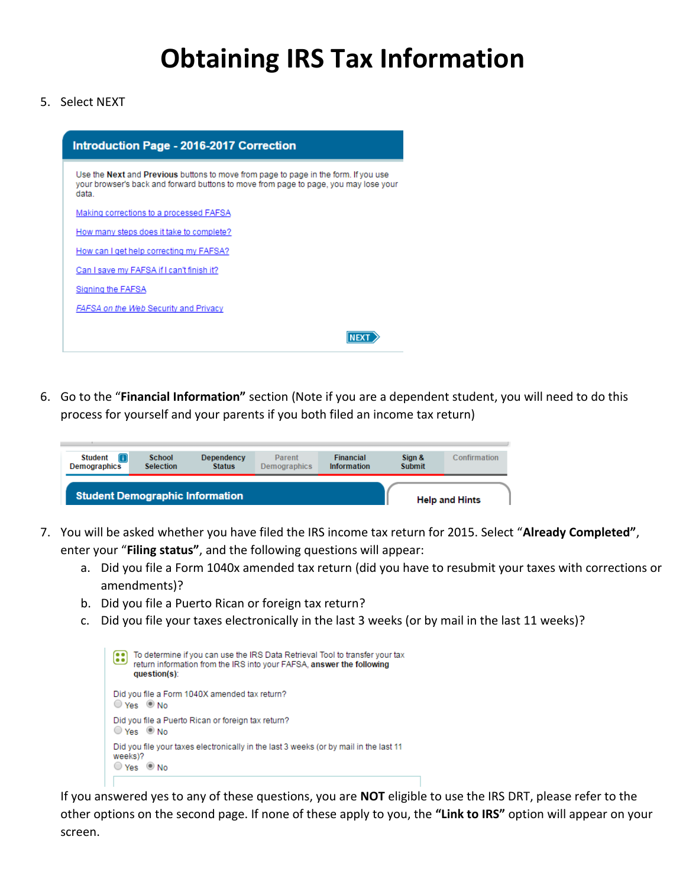# Obtaining IRS Tax Information

5. Select NEXT

Introduction Page - 2016-2017 Correction

Use the **Next** and **Previous** buttons to move from page to page in the form. If you use your browser's back and forward buttons to move from page to page, you may lose your data.

Making corrections to a processed FAFSA

How many steps does it take to complete?

How can I get help correcting my FAFSA?

Can I save my FAFSA if I can't finish it?

Signing the FAFSA

*FAFSA on the Web* Security and Privacy

NEXT

6. Go to the "**Financial Information"** section (Note if you are a dependent student, you will need to do this process for yourself and your parents if you both filed an income tax return)

Student Demographics | School Selection | Dependency Status | Parent Demographics | Financial Information | Sign & Submit | Confirmation

Student Demographic Information

Help and Hints

7. You will be asked whether you have filed the IRS income tax return for 2015. Select "**Already Completed"**, enter your "**Filing status"**, and the following questions will appear:
   a. Did you file a Form 1040x amended tax return (did you have to resubmit your taxes with corrections or amendments)?
   b. Did you file a Puerto Rican or foreign tax return?
   c. Did you file your taxes electronically in the last 3 weeks (or by mail in the last 11 weeks)?

To determine if you can use the IRS Data Retrieval Tool to transfer your tax return information from the IRS into your FAFSA, **answer the following question(s)**:

Did you file a Form 1040X amended tax return?
Yes No

Did you file a Puerto Rican or foreign tax return?
Yes No

Did you file your taxes electronically in the last 3 weeks (or by mail in the last 11 weeks)?
Yes No

If you answered yes to any of these questions, you are **NOT** eligible to use the IRS DRT, please refer to the other options on the second page. If none of these apply to you, the **"Link to IRS"** option will appear on your screen.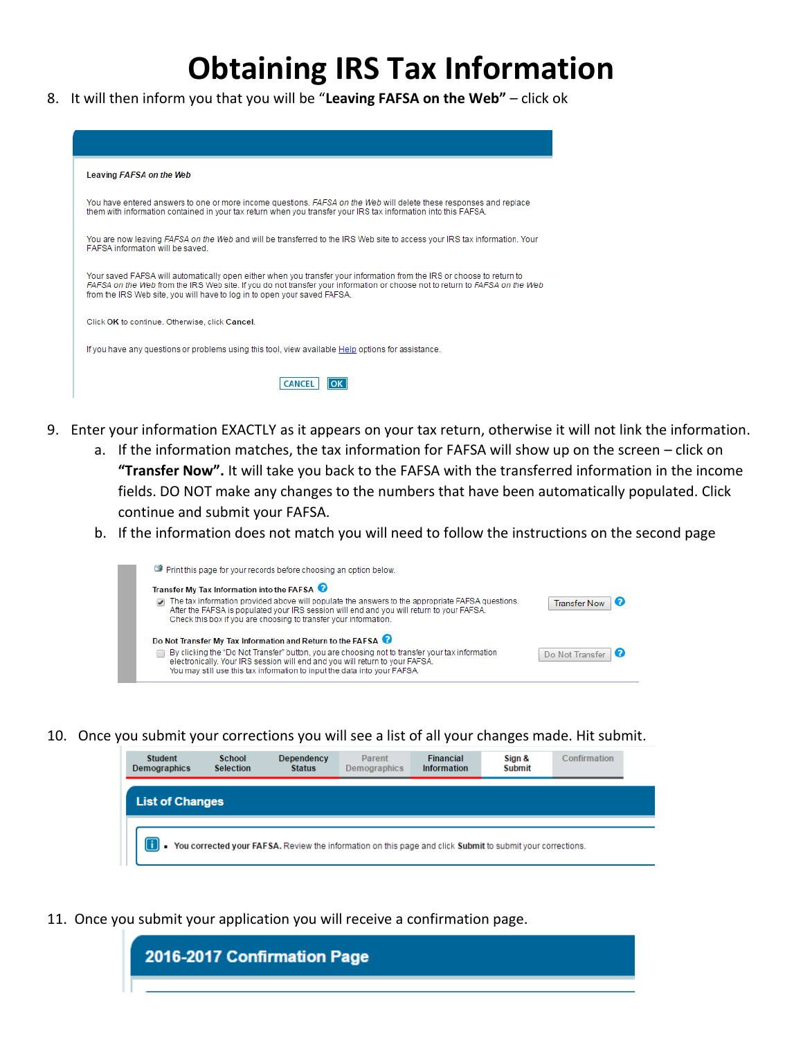# Obtaining IRS Tax Information

8. It will then inform you that you will be "**Leaving FAFSA on the Web**" – click ok

**Leaving *FAFSA on the Web***

You have entered answers to one or more income questions. *FAFSA on the Web* will delete these responses and replace them with information contained in your tax return when you transfer your IRS tax information into this FAFSA.

You are now leaving *FAFSA on the Web* and will be transferred to the IRS Web site to access your IRS tax information. Your FAFSA information will be saved.

Your saved FAFSA will automatically open either when you transfer your information from the IRS or choose to return to *FAFSA on the Web* from the IRS Web site. If you do not transfer your information or choose not to return to *FAFSA on the Web* from the IRS Web site, you will have to log in to open your saved FAFSA.

Click **OK** to continue. Otherwise, click **Cancel**.

If you have any questions or problems using this tool, view available Help options for assistance.

CANCEL OK

9. Enter your information EXACTLY as it appears on your tax return, otherwise it will not link the information.
   a. If the information matches, the tax information for FAFSA will show up on the screen – click on **"Transfer Now".** It will take you back to the FAFSA with the transferred information in the income fields. DO NOT make any changes to the numbers that have been automatically populated. Click continue and submit your FAFSA.
   b. If the information does not match you will need to follow the instructions on the second page

Print this page for your records before choosing an option below.

**Transfer My Tax Information into the FAFSA**

The tax information provided above will populate the answers to the appropriate FAFSA questions. After the FAFSA is populated your IRS session will end and you will return to your FAFSA. Check this box if you are choosing to transfer your information.

Transfer Now

**Do Not Transfer My Tax Information and Return to the FAFSA**

By clicking the "Do Not Transfer" button, you are choosing not to transfer your tax information electronically. Your IRS session will end and you will return to your FAFSA. You may still use this tax information to input the data into your FAFSA.

Do Not Transfer

10. Once you submit your corrections you will see a list of all your changes made. Hit submit.

| Student Demographics | School Selection | Dependency Status | Parent Demographics | Financial Information | Sign & Submit | Confirmation |
|---|---|---|---|---|---|---|

**List of Changes**

- **You corrected your FAFSA.** Review the information on this page and click **Submit** to submit your corrections.

11. Once you submit your application you will receive a confirmation page.

**2016-2017 Confirmation Page**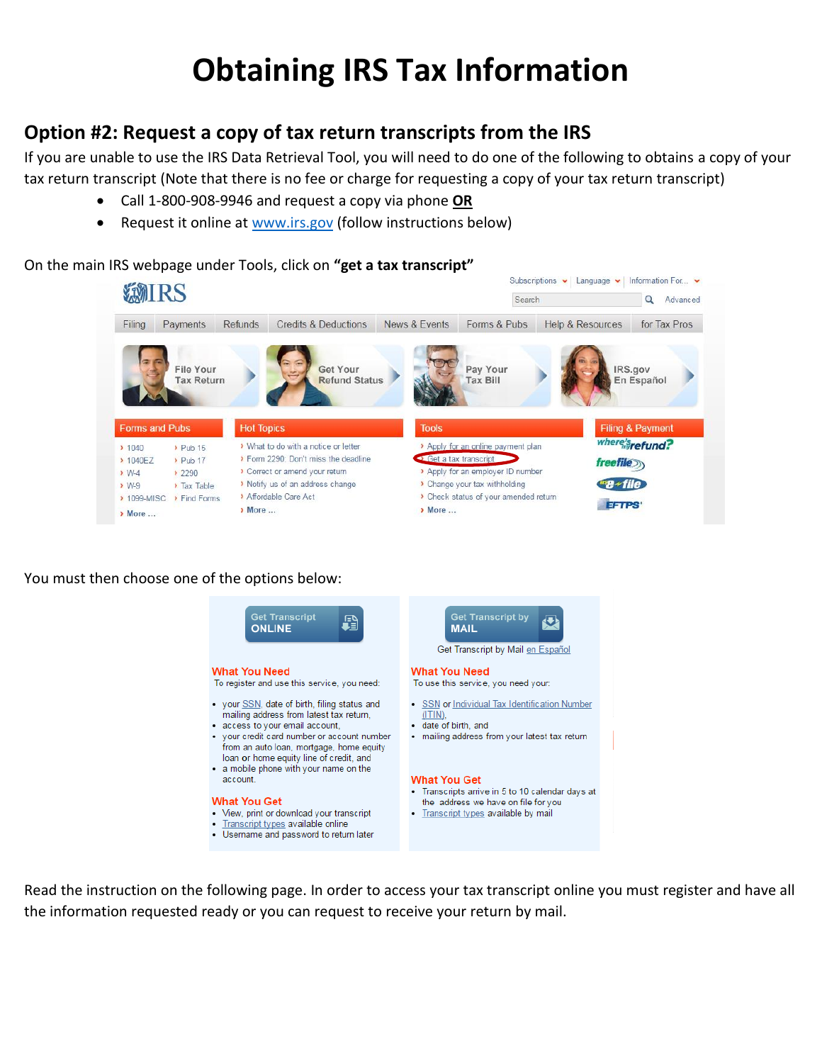# Obtaining IRS Tax Information

## Option #2: Request a copy of tax return transcripts from the IRS

If you are unable to use the IRS Data Retrieval Tool, you will need to do one of the following to obtains a copy of your tax return transcript (Note that there is no fee or charge for requesting a copy of your tax return transcript)

- Call 1-800-908-9946 and request a copy via phone **OR**
- Request it online at www.irs.gov (follow instructions below)

On the main IRS webpage under Tools, click on **"get a tax transcript"**

You must then choose one of the options below:

Read the instruction on the following page. In order to access your tax transcript online you must register and have all the information requested ready or you can request to receive your return by mail.